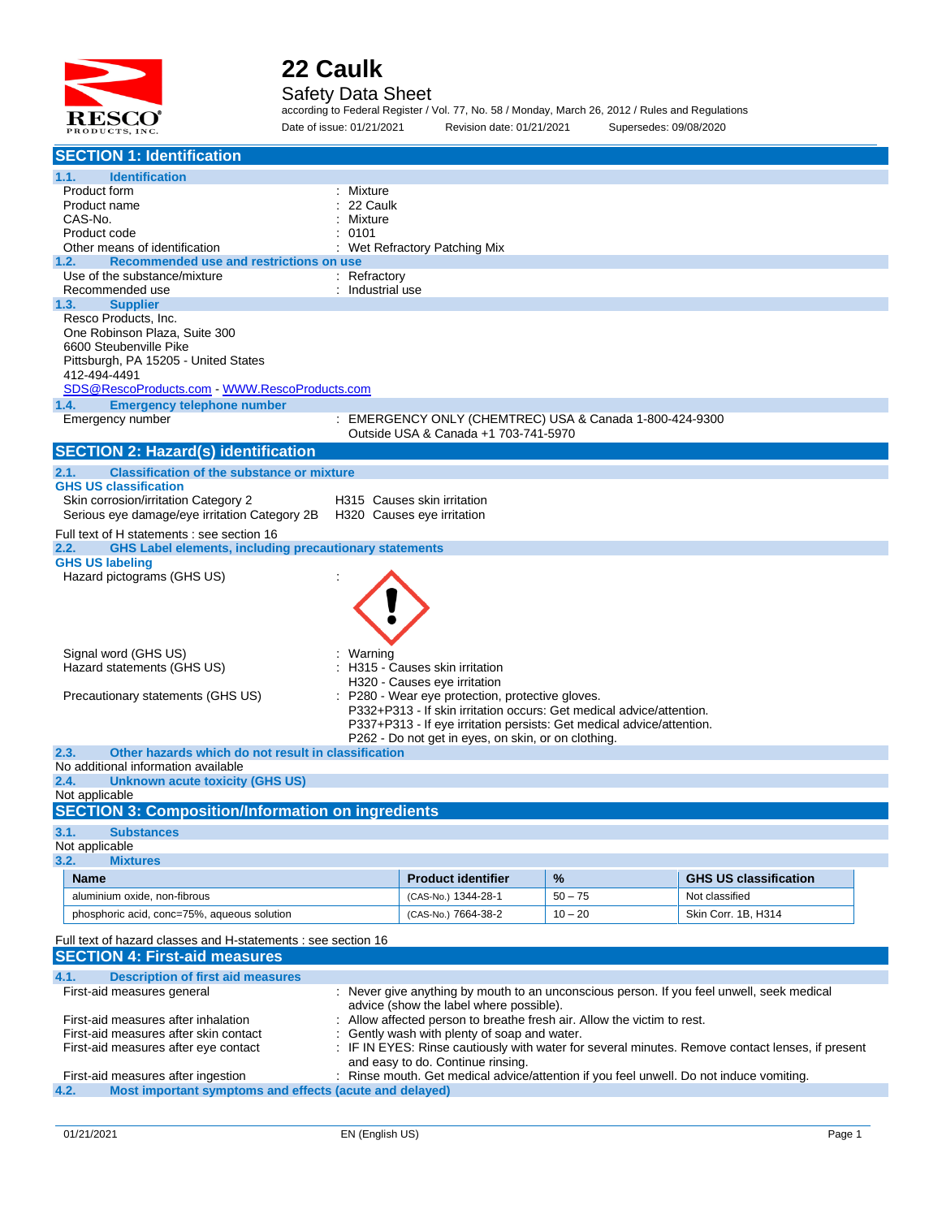# 22 Caulk

## Safety Data Sheet

according to Federal Register / Vol. 77, No. 58 / Monday, March 26, 2012 / Rules and Regulations

Date of issue: 01/21/2021    Revision date: 01/21/2021    Supersedes: 09/08/2020

## SECTION 1: Identification

### 1.1. Identification

Product form : Mixture
Product name : 22 Caulk
CAS-No. : Mixture
Product code : 0101
Other means of identification : Wet Refractory Patching Mix

### 1.2. Recommended use and restrictions on use

Use of the substance/mixture : Refractory
Recommended use : Industrial use

### 1.3. Supplier

Resco Products, Inc.
One Robinson Plaza, Suite 300
6600 Steubenville Pike
Pittsburgh, PA 15205 - United States
412-494-4491
SDS@RescoProducts.com - WWW.RescoProducts.com

### 1.4. Emergency telephone number

Emergency number : EMERGENCY ONLY (CHEMTREC) USA & Canada 1-800-424-9300
Outside USA & Canada +1 703-741-5970

## SECTION 2: Hazard(s) identification

### 2.1. Classification of the substance or mixture

**GHS US classification**

Skin corrosion/irritation Category 2 H315 Causes skin irritation
Serious eye damage/eye irritation Category 2B H320 Causes eye irritation

Full text of H statements : see section 16

### 2.2. GHS Label elements, including precautionary statements

**GHS US labeling**

Hazard pictograms (GHS US) :

Signal word (GHS US) : Warning
Hazard statements (GHS US) : H315 - Causes skin irritation
H320 - Causes eye irritation
Precautionary statements (GHS US) : P280 - Wear eye protection, protective gloves.
P332+P313 - If skin irritation occurs: Get medical advice/attention.
P337+P313 - If eye irritation persists: Get medical advice/attention.
P262 - Do not get in eyes, on skin, or on clothing.

### 2.3. Other hazards which do not result in classification

No additional information available

### 2.4. Unknown acute toxicity (GHS US)

Not applicable

## SECTION 3: Composition/Information on ingredients

### 3.1. Substances

Not applicable

### 3.2. Mixtures

| Name | Product identifier | % | GHS US classification |
|---|---|---|---|
| aluminium oxide, non-fibrous | (CAS-No.) 1344-28-1 | 50 – 75 | Not classified |
| phosphoric acid, conc=75%, aqueous solution | (CAS-No.) 7664-38-2 | 10 – 20 | Skin Corr. 1B, H314 |

Full text of hazard classes and H-statements : see section 16

## SECTION 4: First-aid measures

### 4.1. Description of first aid measures

First-aid measures general : Never give anything by mouth to an unconscious person. If you feel unwell, seek medical advice (show the label where possible).
First-aid measures after inhalation : Allow affected person to breathe fresh air. Allow the victim to rest.
First-aid measures after skin contact : Gently wash with plenty of soap and water.
First-aid measures after eye contact : IF IN EYES: Rinse cautiously with water for several minutes. Remove contact lenses, if present and easy to do. Continue rinsing.
First-aid measures after ingestion : Rinse mouth. Get medical advice/attention if you feel unwell. Do not induce vomiting.

### 4.2. Most important symptoms and effects (acute and delayed)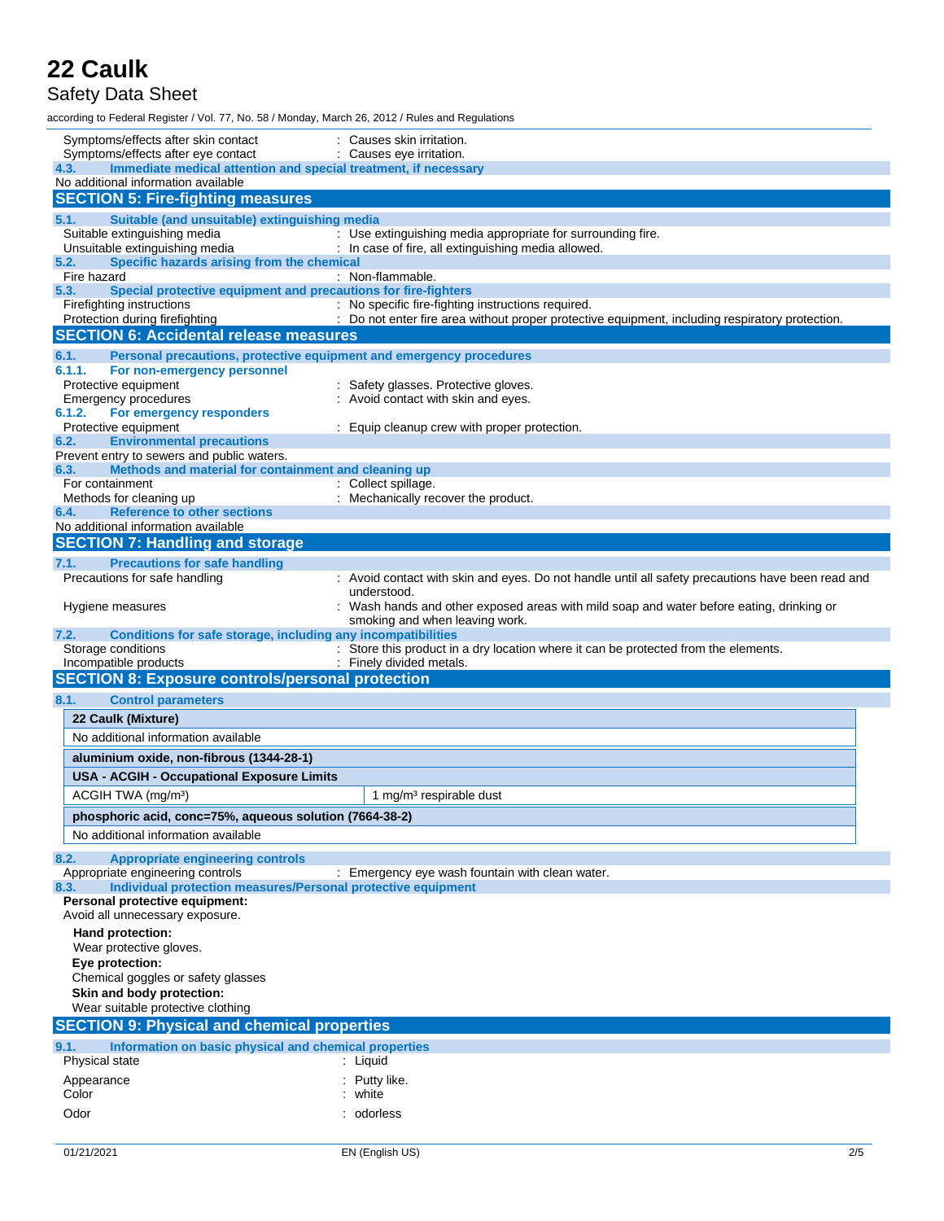Symptoms/effects after skin contact : Causes skin irritation.
Symptoms/effects after eye contact : Causes eye irritation.

**4.3. Immediate medical attention and special treatment, if necessary**

No additional information available

## SECTION 5: Fire-fighting measures

**5.1. Suitable (and unsuitable) extinguishing media**

Suitable extinguishing media : Use extinguishing media appropriate for surrounding fire.
Unsuitable extinguishing media : In case of fire, all extinguishing media allowed.

**5.2. Specific hazards arising from the chemical**

Fire hazard : Non-flammable.

**5.3. Special protective equipment and precautions for fire-fighters**

Firefighting instructions : No specific fire-fighting instructions required.
Protection during firefighting : Do not enter fire area without proper protective equipment, including respiratory protection.

## SECTION 6: Accidental release measures

**6.1. Personal precautions, protective equipment and emergency procedures**

**6.1.1. For non-emergency personnel**

Protective equipment : Safety glasses. Protective gloves.
Emergency procedures : Avoid contact with skin and eyes.

**6.1.2. For emergency responders**

Protective equipment : Equip cleanup crew with proper protection.

**6.2. Environmental precautions**

Prevent entry to sewers and public waters.

**6.3. Methods and material for containment and cleaning up**

For containment : Collect spillage.
Methods for cleaning up : Mechanically recover the product.

**6.4. Reference to other sections**

No additional information available

## SECTION 7: Handling and storage

**7.1. Precautions for safe handling**

Precautions for safe handling : Avoid contact with skin and eyes. Do not handle until all safety precautions have been read and understood.
Hygiene measures : Wash hands and other exposed areas with mild soap and water before eating, drinking or smoking and when leaving work.

**7.2. Conditions for safe storage, including any incompatibilities**

Storage conditions : Store this product in a dry location where it can be protected from the elements.
Incompatible products : Finely divided metals.

## SECTION 8: Exposure controls/personal protection

**8.1. Control parameters**

| **22 Caulk (Mixture)** | |
|---|---|
| No additional information available | |
| **aluminium oxide, non-fibrous (1344-28-1)** | |
| **USA - ACGIH - Occupational Exposure Limits** | |
| ACGIH TWA (mg/m³) | 1 mg/m³ respirable dust |
| **phosphoric acid, conc=75%, aqueous solution (7664-38-2)** | |
| No additional information available | |

**8.2. Appropriate engineering controls**

Appropriate engineering controls : Emergency eye wash fountain with clean water.

**8.3. Individual protection measures/Personal protective equipment**

**Personal protective equipment:**
Avoid all unnecessary exposure.

**Hand protection:**
Wear protective gloves.

**Eye protection:**
Chemical goggles or safety glasses

**Skin and body protection:**
Wear suitable protective clothing

## SECTION 9: Physical and chemical properties

**9.1. Information on basic physical and chemical properties**

Physical state : Liquid
Appearance : Putty like.
Color : white
Odor : odorless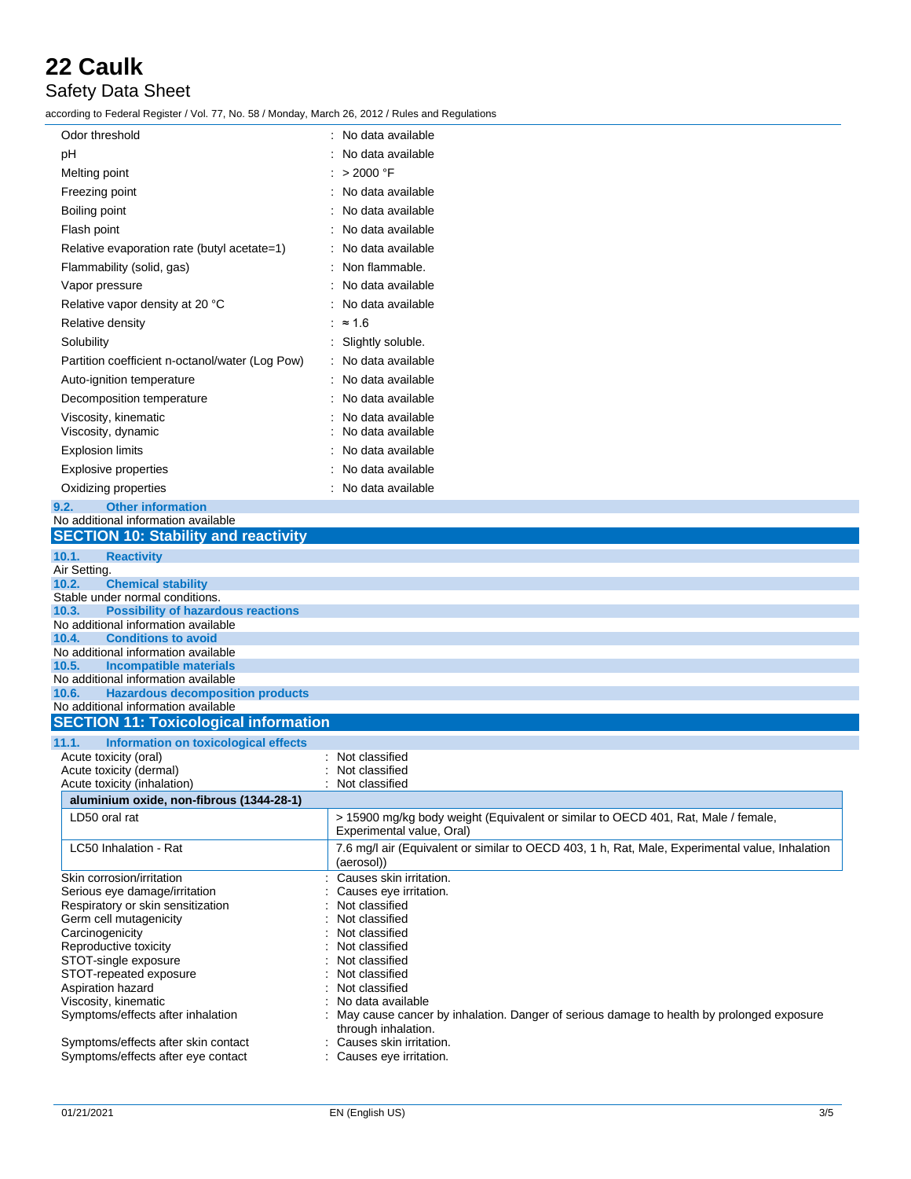| | |
|---|---|
| Odor threshold | : No data available |
| pH | : No data available |
| Melting point | : > 2000 °F |
| Freezing point | : No data available |
| Boiling point | : No data available |
| Flash point | : No data available |
| Relative evaporation rate (butyl acetate=1) | : No data available |
| Flammability (solid, gas) | : Non flammable. |
| Vapor pressure | : No data available |
| Relative vapor density at 20 °C | : No data available |
| Relative density | : ≈ 1.6 |
| Solubility | : Slightly soluble. |
| Partition coefficient n-octanol/water (Log Pow) | : No data available |
| Auto-ignition temperature | : No data available |
| Decomposition temperature | : No data available |
| Viscosity, kinematic | : No data available |
| Viscosity, dynamic | : No data available |
| Explosion limits | : No data available |
| Explosive properties | : No data available |
| Oxidizing properties | : No data available |

### 9.2. Other information

No additional information available

## SECTION 10: Stability and reactivity

### 10.1. Reactivity

Air Setting.

### 10.2. Chemical stability

Stable under normal conditions.

### 10.3. Possibility of hazardous reactions

No additional information available

### 10.4. Conditions to avoid

No additional information available

### 10.5. Incompatible materials

No additional information available

### 10.6. Hazardous decomposition products

No additional information available

## SECTION 11: Toxicological information

### 11.1. Information on toxicological effects

| | |
|---|---|
| Acute toxicity (oral) | : Not classified |
| Acute toxicity (dermal) | : Not classified |
| Acute toxicity (inhalation) | : Not classified |

| aluminium oxide, non-fibrous (1344-28-1) | |
|---|---|
| LD50 oral rat | > 15900 mg/kg body weight (Equivalent or similar to OECD 401, Rat, Male / female, Experimental value, Oral) |
| LC50 Inhalation - Rat | 7.6 mg/l air (Equivalent or similar to OECD 403, 1 h, Rat, Male, Experimental value, Inhalation (aerosol)) |

| | |
|---|---|
| Skin corrosion/irritation | : Causes skin irritation. |
| Serious eye damage/irritation | : Causes eye irritation. |
| Respiratory or skin sensitization | : Not classified |
| Germ cell mutagenicity | : Not classified |
| Carcinogenicity | : Not classified |
| Reproductive toxicity | : Not classified |
| STOT-single exposure | : Not classified |
| STOT-repeated exposure | : Not classified |
| Aspiration hazard | : Not classified |
| Viscosity, kinematic | : No data available |
| Symptoms/effects after inhalation | : May cause cancer by inhalation. Danger of serious damage to health by prolonged exposure through inhalation. |
| Symptoms/effects after skin contact | : Causes skin irritation. |
| Symptoms/effects after eye contact | : Causes eye irritation. |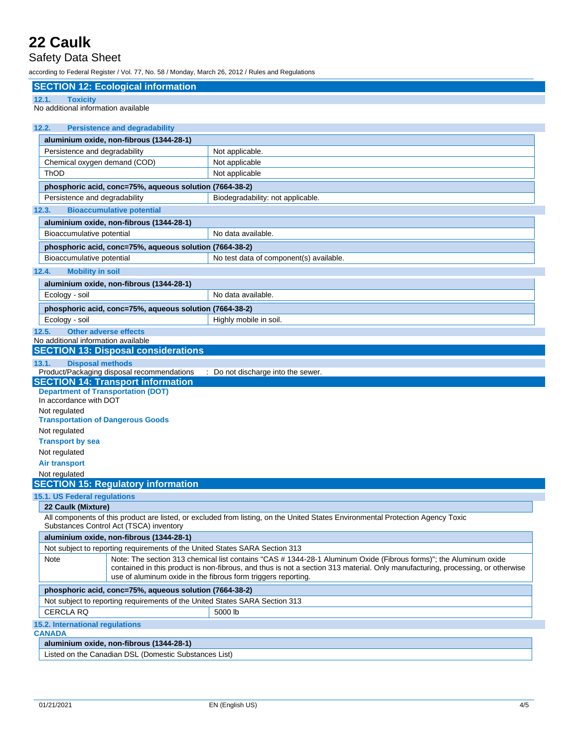## SECTION 12: Ecological information

### 12.1. Toxicity

No additional information available

### 12.2. Persistence and degradability

| aluminium oxide, non-fibrous (1344-28-1) | |
|---|---|
| Persistence and degradability | Not applicable. |
| Chemical oxygen demand (COD) | Not applicable |
| ThOD | Not applicable |

| phosphoric acid, conc=75%, aqueous solution (7664-38-2) | |
|---|---|
| Persistence and degradability | Biodegradability: not applicable. |

### 12.3. Bioaccumulative potential

| aluminium oxide, non-fibrous (1344-28-1) | |
|---|---|
| Bioaccumulative potential | No data available. |

| phosphoric acid, conc=75%, aqueous solution (7664-38-2) | |
|---|---|
| Bioaccumulative potential | No test data of component(s) available. |

### 12.4. Mobility in soil

| aluminium oxide, non-fibrous (1344-28-1) | |
|---|---|
| Ecology - soil | No data available. |

| phosphoric acid, conc=75%, aqueous solution (7664-38-2) | |
|---|---|
| Ecology - soil | Highly mobile in soil. |

### 12.5. Other adverse effects

No additional information available

## SECTION 13: Disposal considerations

### 13.1. Disposal methods

Product/Packaging disposal recommendations : Do not discharge into the sewer.

## SECTION 14: Transport information

**Department of Transportation (DOT)**

In accordance with DOT

Not regulated

**Transportation of Dangerous Goods**

Not regulated

**Transport by sea**

Not regulated

**Air transport**

Not regulated

## SECTION 15: Regulatory information

### 15.1. US Federal regulations

| 22 Caulk (Mixture) |
|---|
| All components of this product are listed, or excluded from listing, on the United States Environmental Protection Agency Toxic Substances Control Act (TSCA) inventory |

| aluminium oxide, non-fibrous (1344-28-1) | |
|---|---|
| Not subject to reporting requirements of the United States SARA Section 313 | |
| Note | Note: The section 313 chemical list contains "CAS # 1344-28-1 Aluminum Oxide (Fibrous forms)"; the Aluminum oxide contained in this product is non-fibrous, and thus is not a section 313 material. Only manufacturing, processing, or otherwise use of aluminum oxide in the fibrous form triggers reporting. |

| phosphoric acid, conc=75%, aqueous solution (7664-38-2) | |
|---|---|
| Not subject to reporting requirements of the United States SARA Section 313 | |
| CERCLA RQ | 5000 lb |

### 15.2. International regulations

**CANADA**

| aluminium oxide, non-fibrous (1344-28-1) |
|---|
| Listed on the Canadian DSL (Domestic Substances List) |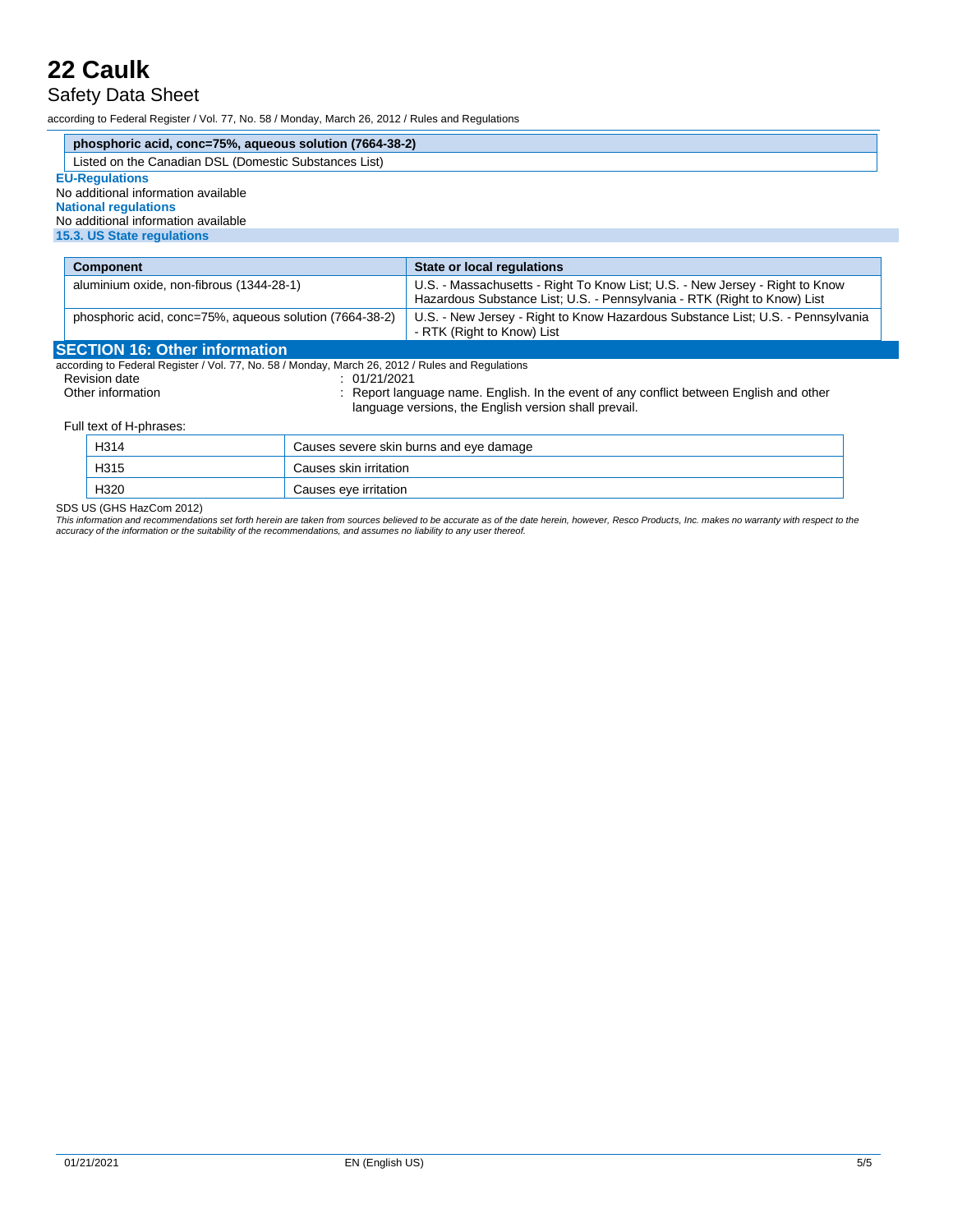| phosphoric acid, conc=75%, aqueous solution (7664-38-2) |
|---|
| Listed on the Canadian DSL (Domestic Substances List) |

**EU-Regulations**

No additional information available

**National regulations**

No additional information available

### 15.3. US State regulations

| Component | State or local regulations |
|---|---|
| aluminium oxide, non-fibrous (1344-28-1) | U.S. - Massachusetts - Right To Know List; U.S. - New Jersey - Right to Know Hazardous Substance List; U.S. - Pennsylvania - RTK (Right to Know) List |
| phosphoric acid, conc=75%, aqueous solution (7664-38-2) | U.S. - New Jersey - Right to Know Hazardous Substance List; U.S. - Pennsylvania - RTK (Right to Know) List |

## SECTION 16: Other information

according to Federal Register / Vol. 77, No. 58 / Monday, March 26, 2012 / Rules and Regulations

Revision date : 01/21/2021

Other information : Report language name. English. In the event of any conflict between English and other language versions, the English version shall prevail.

Full text of H-phrases:

| | |
|---|---|
| H314 | Causes severe skin burns and eye damage |
| H315 | Causes skin irritation |
| H320 | Causes eye irritation |

SDS US (GHS HazCom 2012)

*This information and recommendations set forth herein are taken from sources believed to be accurate as of the date herein, however, Resco Products, Inc. makes no warranty with respect to the accuracy of the information or the suitability of the recommendations, and assumes no liability to any user thereof.*